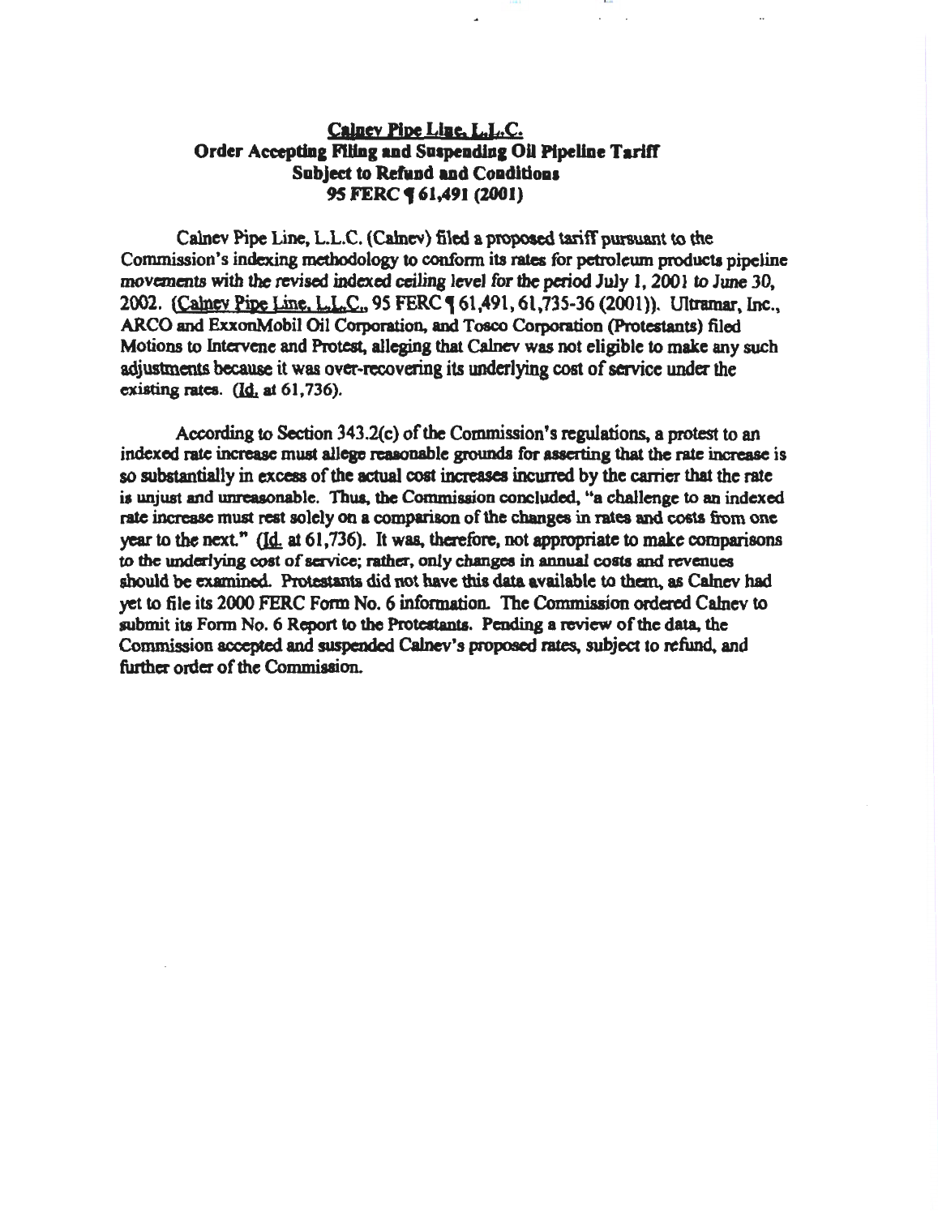**Calnev Pipe Line, L.L.C.**
**Order Accepting Filing and Suspending Oil Pipeline Tariff**
**Subject to Refund and Conditions**
**95 FERC ¶ 61,491 (2001)**

Calnev Pipe Line, L.L.C. (Calnev) filed a proposed tariff pursuant to the Commission's indexing methodology to conform its rates for petroleum products pipeline movements with the revised indexed ceiling level for the period July 1, 2001 to June 30, 2002. (Calnev Pipe Line, L.L.C., 95 FERC ¶ 61,491, 61,735-36 (2001)). Ultramar, Inc., ARCO and ExxonMobil Oil Corporation, and Tosco Corporation (Protestants) filed Motions to Intervene and Protest, alleging that Calnev was not eligible to make any such adjustments because it was over-recovering its underlying cost of service under the existing rates. (Id. at 61,736).

According to Section 343.2(c) of the Commission's regulations, a protest to an indexed rate increase must allege reasonable grounds for asserting that the rate increase is so substantially in excess of the actual cost increases incurred by the carrier that the rate is unjust and unreasonable. Thus, the Commission concluded, "a challenge to an indexed rate increase must rest solely on a comparison of the changes in rates and costs from one year to the next." (Id. at 61,736). It was, therefore, not appropriate to make comparisons to the underlying cost of service; rather, only changes in annual costs and revenues should be examined. Protestants did not have this data available to them, as Calnev had yet to file its 2000 FERC Form No. 6 information. The Commission ordered Calnev to submit its Form No. 6 Report to the Protestants. Pending a review of the data, the Commission accepted and suspended Calnev's proposed rates, subject to refund, and further order of the Commission.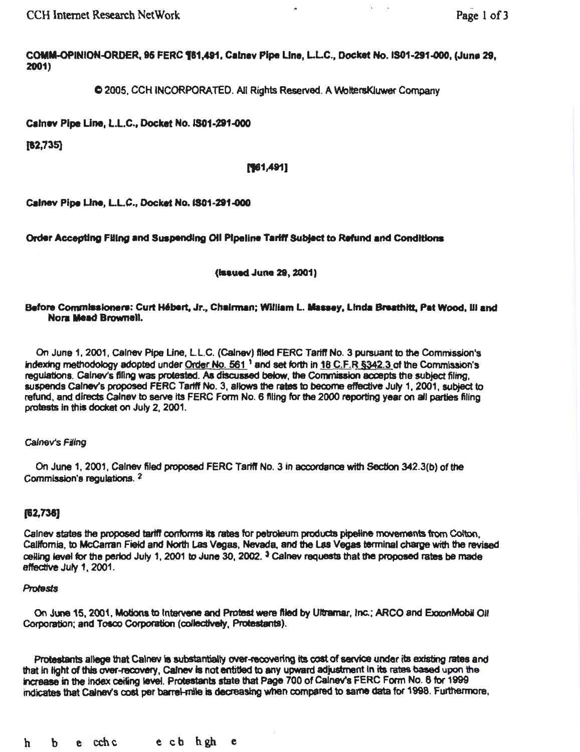**COMM-OPINION-ORDER, 95 FERC ¶61,491, Calnev Pipe Line, L.L.C., Docket No. IS01-291-000, (June 29, 2001)**

© 2005, CCH INCORPORATED. All Rights Reserved. A WoltersKluwer Company

**Calnev Pipe Line, L.L.C., Docket No. IS01-291-000**

**[62,735]**

**[¶61,491]**

**Calnev Pipe Line, L.L.C., Docket No. IS01-291-000**

**Order Accepting Filing and Suspending Oil Pipeline Tariff Subject to Refund and Conditions**

**(Issued June 29, 2001)**

**Before Commissioners: Curt Hébert, Jr., Chairman; William L. Massey, Linda Breathitt, Pat Wood, III and Nora Mead Brownell.**

On June 1, 2001, Calnev Pipe Line, L.L.C. (Calnev) filed FERC Tariff No. 3 pursuant to the Commission's indexing methodology adopted under Order No. 561 [1] and set forth in 18 C.F.R §342.3 of the Commission's regulations. Calnev's filing was protested. As discussed below, the Commission accepts the subject filing, suspends Calnev's proposed FERC Tariff No. 3, allows the rates to become effective July 1, 2001, subject to refund, and directs Calnev to serve its FERC Form No. 6 filing for the 2000 reporting year on all parties filing protests in this docket on July 2, 2001.

*Calnev's Filing*

On June 1, 2001, Calnev filed proposed FERC Tariff No. 3 in accordance with Section 342.3(b) of the Commission's regulations. [2]

**[62,736]**

Calnev states the proposed tariff conforms its rates for petroleum products pipeline movements from Colton, California, to McCarran Field and North Las Vegas, Nevada, and the Las Vegas terminal charge with the revised ceiling level for the period July 1, 2001 to June 30, 2002. [3] Calnev requests that the proposed rates be made effective July 1, 2001.

*Protests*

On June 15, 2001, Motions to Intervene and Protest were filed by Ultramar, Inc.; ARCO and ExxonMobil Oil Corporation; and Tosco Corporation (collectively, Protestants).

Protestants allege that Calnev is substantially over-recovering its cost of service under its existing rates and that in light of this over-recovery, Calnev is not entitled to any upward adjustment in its rates based upon the increase in the index ceiling level. Protestants state that Page 700 of Calnev's FERC Form No. 6 for 1999 indicates that Calnev's cost per barrel-mile is decreasing when compared to same data for 1998. Furthermore,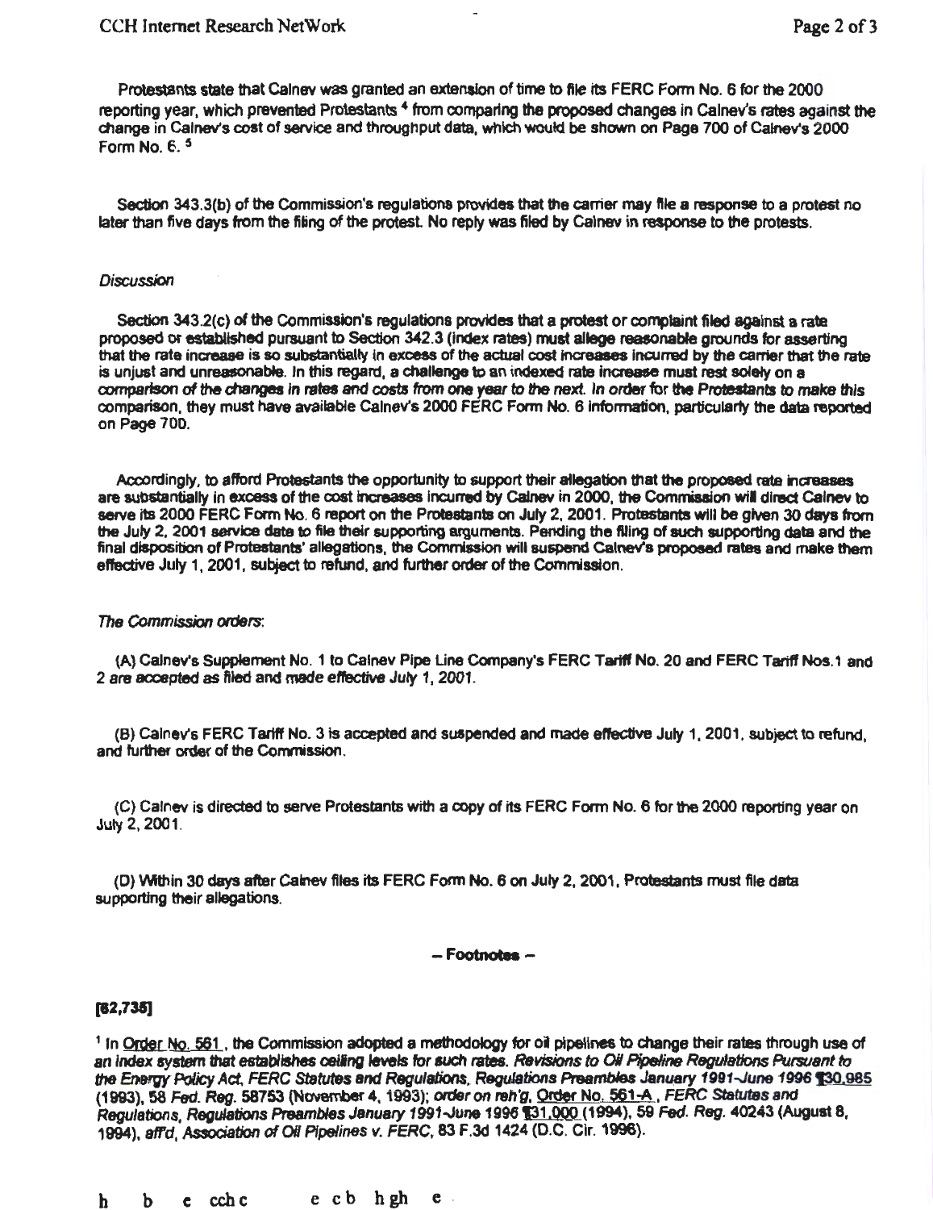Protestants state that Calnev was granted an extension of time to file its FERC Form No. 6 for the 2000 reporting year, which prevented Protestants [4] from comparing the proposed changes in Calnev's rates against the change in Calnev's cost of service and throughput data, which would be shown on Page 700 of Calnev's 2000 Form No. 6. [5]

Section 343.3(b) of the Commission's regulations provides that the carrier may file a response to a protest no later than five days from the filing of the protest. No reply was filed by Calnev in response to the protests.

*Discussion*

Section 343.2(c) of the Commission's regulations provides that a protest or complaint filed against a rate proposed or established pursuant to Section 342.3 (index rates) must allege reasonable grounds for asserting that the rate increase is so substantially in excess of the actual cost increases incurred by the carrier that the rate is unjust and unreasonable. In this regard, a challenge to an indexed rate increase must rest solely on a *comparison of the changes in rates and costs from one year to the next. In order for the Protestants to make this* comparison, they must have available Calnev's 2000 FERC Form No. 6 information, particularly the data reported on Page 700.

Accordingly, to afford Protestants the opportunity to support their allegation that the proposed rate increases are substantially in excess of the cost increases incurred by Calnev in 2000, the Commission will direct Calnev to serve its 2000 FERC Form No. 6 report on the Protestants on July 2, 2001. Protestants will be given 30 days from the July 2, 2001 service date to file their supporting arguments. Pending the filing of such supporting data and the final disposition of Protestants' allegations, the Commission will suspend Calnev's proposed rates and make them effective July 1, 2001, subject to refund, and further order of the Commission.

*The Commission orders*:

(A) Calnev's Supplement No. 1 to Calnev Pipe Line Company's FERC Tariff No. 20 and FERC Tariff Nos.1 and 2 are accepted as filed and made effective July 1, 2001.

(B) Calnev's FERC Tariff No. 3 is accepted and suspended and made effective July 1, 2001, subject to refund, and further order of the Commission.

(C) Calnev is directed to serve Protestants with a copy of its FERC Form No. 6 for the 2000 reporting year on July 2, 2001.

(D) Within 30 days after Calnev files its FERC Form No. 6 on July 2, 2001, Protestants must file data supporting their allegations.

**– Footnotes –**

**[62,735]**

[1] In Order No. 561, the Commission adopted a methodology for oil pipelines to change their rates through use of an index system that establishes ceiling levels for such rates. *Revisions to Oil Pipeline Regulations Pursuant to the Energy Policy Act, FERC Statutes and Regulations, Regulations Preambles January 1991-June 1996* ¶30,985 (1993), 58 *Fed. Reg.* 58753 (November 4, 1993); *order on reh'g*, Order No. 561-A, *FERC Statutes and Regulations, Regulations Preambles January 1991-June 1996* ¶31,000 (1994), 59 *Fed. Reg.* 40243 (August 8, 1994), *aff'd*, *Association of Oil Pipelines v. FERC*, 83 F.3d 1424 (D.C. Cir. 1996).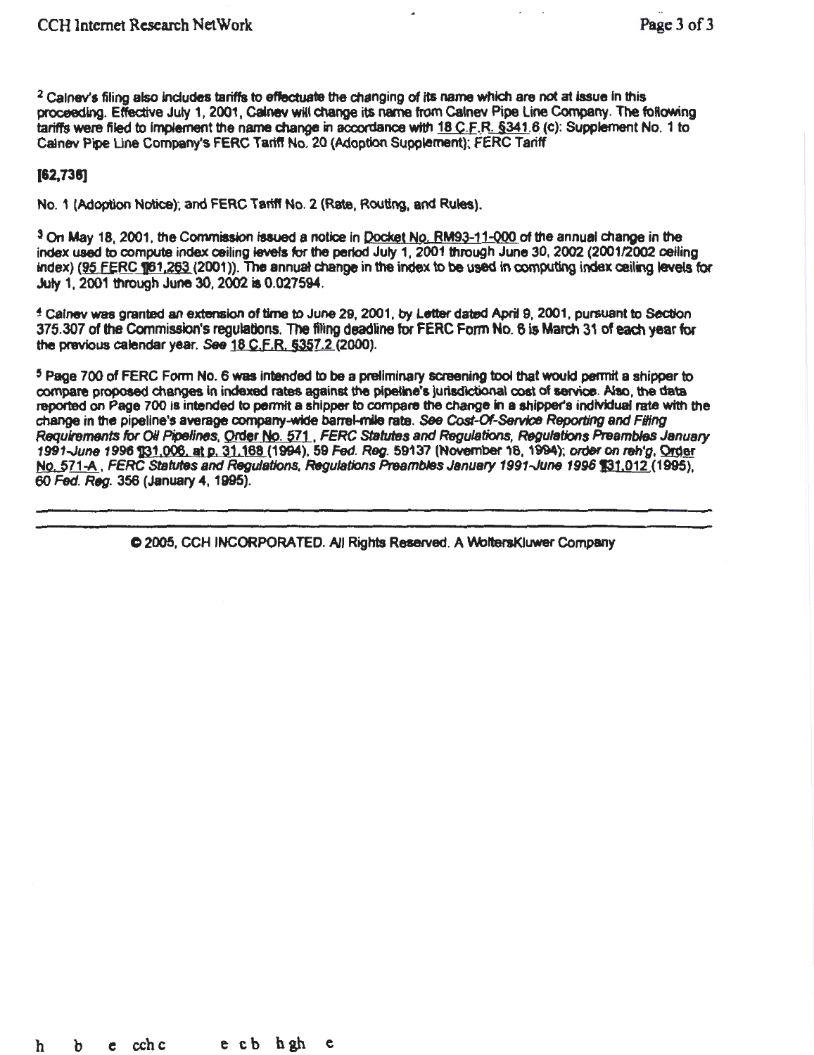[2] Calnev's filing also includes tariffs to effectuate the changing of its name which are not at issue in this proceeding. Effective July 1, 2001, Calnev will change its name from Calnev Pipe Line Company. The following tariffs were filed to implement the name change in accordance with 18 C.F.R. §341.6 (c): Supplement No. 1 to Calnev Pipe Line Company's FERC Tariff No. 20 (Adoption Supplement); FERC Tariff

[62,736]

No. 1 (Adoption Notice); and FERC Tariff No. 2 (Rate, Routing, and Rules).

[3] On May 18, 2001, the Commission issued a notice in Docket No. RM93-11-000 of the annual change in the index used to compute index ceiling levels for the period July 1, 2001 through June 30, 2002 (2001/2002 ceiling index) (95 FERC ¶61,263 (2001)). The annual change in the index to be used in computing index ceiling levels for July 1, 2001 through June 30, 2002 is 0.027594.

[4] Calnev was granted an extension of time to June 29, 2001, by Letter dated April 9, 2001, pursuant to Section 375.307 of the Commission's regulations. The filing deadline for FERC Form No. 6 is March 31 of each year for the previous calendar year. *See* 18 C.F.R. §357.2 (2000).

[5] Page 700 of FERC Form No. 6 was intended to be a preliminary screening tool that would permit a shipper to compare proposed changes in indexed rates against the pipeline's jurisdictional cost of service. Also, the data reported on Page 700 is intended to permit a shipper to compare the change in a shipper's individual rate with the change in the pipeline's average company-wide barrel-mile rate. *See Cost-Of-Service Reporting and Filing Requirements for Oil Pipelines*, Order No. 571, *FERC Statutes and Regulations, Regulations Preambles January 1991-June 1996* ¶31,006, at p. 31,168 (1994), 59 *Fed. Reg.* 59137 (November 16, 1994); *order on reh'g*, Order No. 571-A, *FERC Statutes and Regulations, Regulations Preambles January 1991-June 1996* ¶31,012 (1995), 60 *Fed. Reg.* 356 (January 4, 1995).

© 2005, CCH INCORPORATED. All Rights Reserved. A WoltersKluwer Company